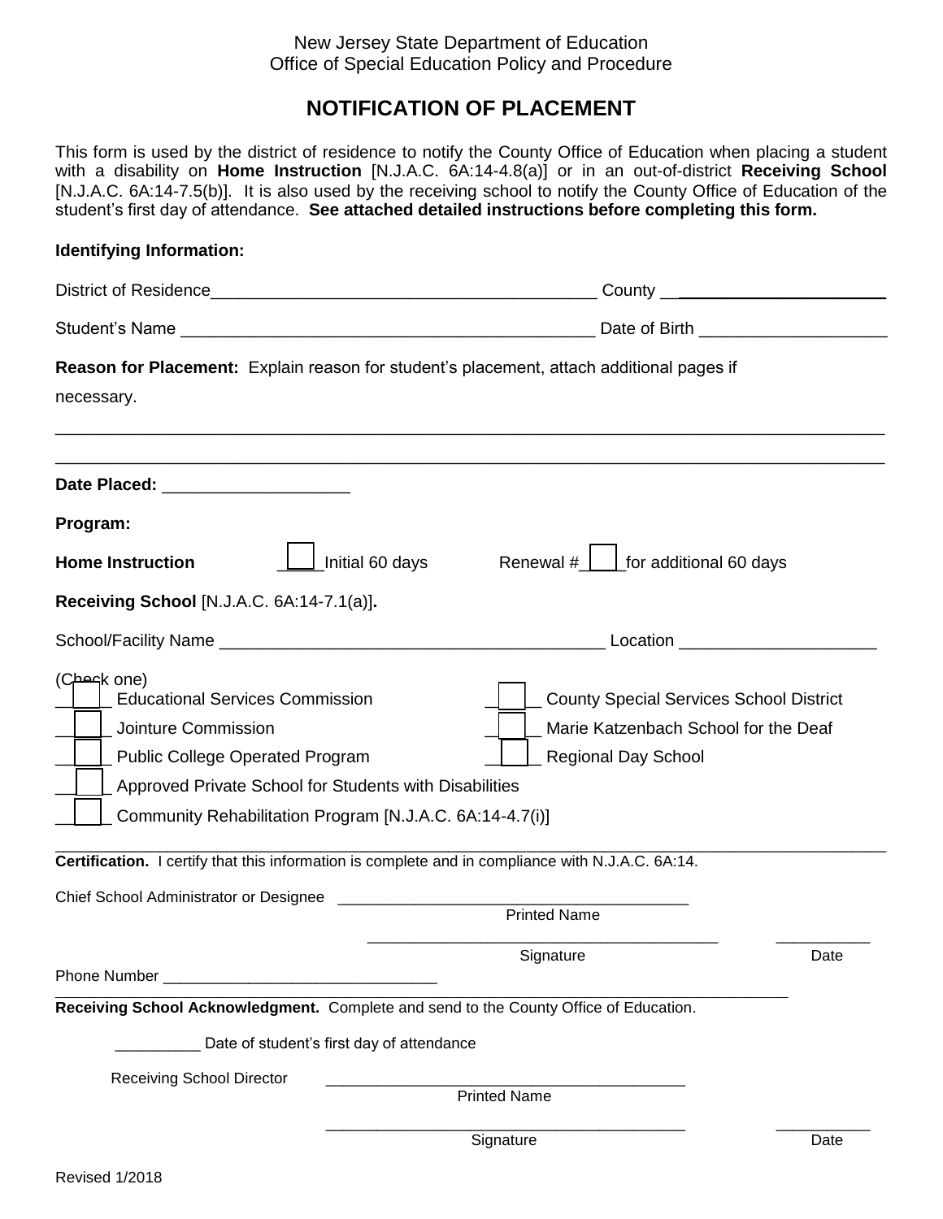New Jersey State Department of Education
Office of Special Education Policy and Procedure

# NOTIFICATION OF PLACEMENT

This form is used by the district of residence to notify the County Office of Education when placing a student with a disability on **Home Instruction** [N.J.A.C. 6A:14-4.8(a)] or in an out-of-district **Receiving School** [N.J.A.C. 6A:14-7.5(b)]. It is also used by the receiving school to notify the County Office of Education of the student's first day of attendance. **See attached detailed instructions before completing this form.**

**Identifying Information:**

District of Residence_________________________________________ County ______________________

Student's Name ____________________________________________ Date of Birth ____________________

**Reason for Placement:** Explain reason for student's placement, attach additional pages if necessary.

___________________________________________________________________________________________

___________________________________________________________________________________________

**Date Placed:** ____________________

**Program:**

**Home Instruction** ☐ Initial 60 days Renewal # ☐ for additional 60 days

**Receiving School** [N.J.A.C. 6A:14-7.1(a)]**.**

School/Facility Name __________________________________________ Location _____________________

(Check one)

- ☐ Educational Services Commission
- ☐ Jointure Commission
- ☐ Public College Operated Program
- ☐ Approved Private School for Students with Disabilities
- ☐ Community Rehabilitation Program [N.J.A.C. 6A:14-4.7(i)]
- ☐ County Special Services School District
- ☐ Marie Katzenbach School for the Deaf
- ☐ Regional Day School

---

**Certification.** I certify that this information is complete and in compliance with N.J.A.C. 6A:14.

Chief School Administrator or Designee ________________________________________
Printed Name

________________________________________ __________
Signature Date

Phone Number ________________________________

---

**Receiving School Acknowledgment.** Complete and send to the County Office of Education.

__________ Date of student's first day of attendance

Receiving School Director ________________________________________
Printed Name

________________________________________ __________
Signature Date

Revised 1/2018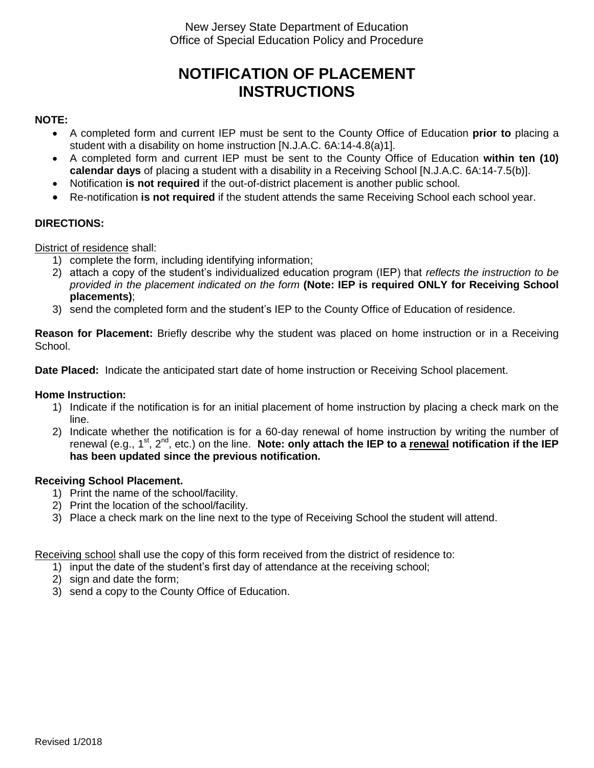New Jersey State Department of Education
Office of Special Education Policy and Procedure

# NOTIFICATION OF PLACEMENT INSTRUCTIONS

**NOTE:**

- A completed form and current IEP must be sent to the County Office of Education **prior to** placing a student with a disability on home instruction [N.J.A.C. 6A:14-4.8(a)1].
- A completed form and current IEP must be sent to the County Office of Education **within ten (10) calendar days** of placing a student with a disability in a Receiving School [N.J.A.C. 6A:14-7.5(b)].
- Notification **is not required** if the out-of-district placement is another public school.
- Re-notification **is not required** if the student attends the same Receiving School each school year.

**DIRECTIONS:**

<u>District of residence</u> shall:

1) complete the form, including identifying information;
2) attach a copy of the student's individualized education program (IEP) that *reflects the instruction to be provided in the placement indicated on the form* **(Note: IEP is required ONLY for Receiving School placements)**;
3) send the completed form and the student's IEP to the County Office of Education of residence.

**Reason for Placement:** Briefly describe why the student was placed on home instruction or in a Receiving School.

**Date Placed:** Indicate the anticipated start date of home instruction or Receiving School placement.

**Home Instruction:**

1) Indicate if the notification is for an initial placement of home instruction by placing a check mark on the line.
2) Indicate whether the notification is for a 60-day renewal of home instruction by writing the number of renewal (e.g., 1st, 2nd, etc.) on the line. **Note: only attach the IEP to a <u>renewal</u> notification if the IEP has been updated since the previous notification.**

**Receiving School Placement.**

1) Print the name of the school/facility.
2) Print the location of the school/facility.
3) Place a check mark on the line next to the type of Receiving School the student will attend.

<u>Receiving school</u> shall use the copy of this form received from the district of residence to:

1) input the date of the student's first day of attendance at the receiving school;
2) sign and date the form;
3) send a copy to the County Office of Education.

Revised 1/2018